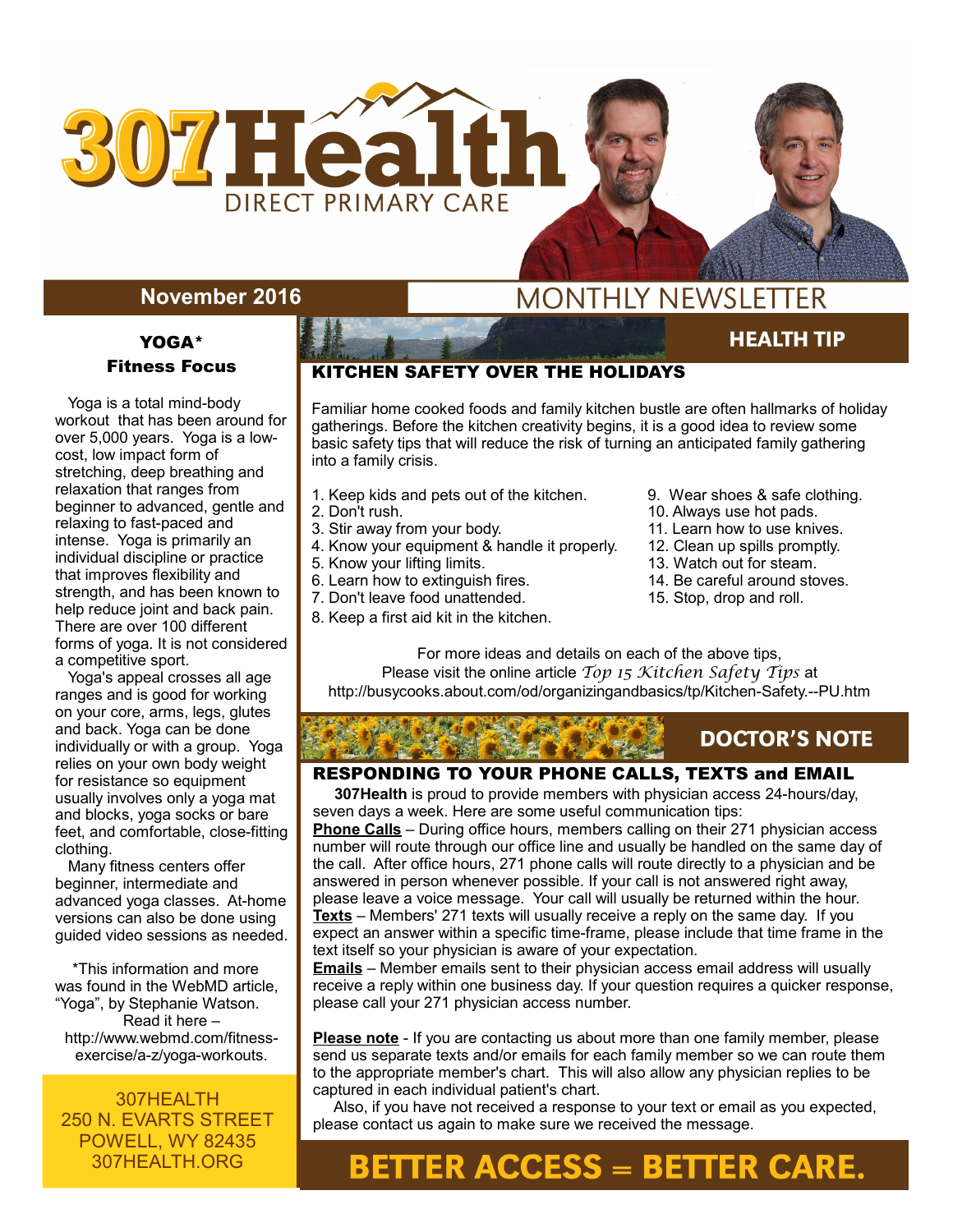# 307Health

DIRECT PRIMARY CARE

**November 2016**

MONTHLY NEWSLETTER

## YOGA*

### Fitness Focus

Yoga is a total mind-body workout that has been around for over 5,000 years. Yoga is a low-cost, low impact form of stretching, deep breathing and relaxation that ranges from beginner to advanced, gentle and relaxing to fast-paced and intense. Yoga is primarily an individual discipline or practice that improves flexibility and strength, and has been known to help reduce joint and back pain. There are over 100 different forms of yoga. It is not considered a competitive sport.

Yoga's appeal crosses all age ranges and is good for working on your core, arms, legs, glutes and back. Yoga can be done individually or with a group. Yoga relies on your own body weight for resistance so equipment usually involves only a yoga mat and blocks, yoga socks or bare feet, and comfortable, close-fitting clothing.

Many fitness centers offer beginner, intermediate and advanced yoga classes. At-home versions can also be done using guided video sessions as needed.

*This information and more was found in the WebMD article, "Yoga", by Stephanie Watson. Read it here – http://www.webmd.com/fitness-exercise/a-z/yoga-workouts.

307HEALTH
250 N. EVARTS STREET
POWELL, WY 82435
307HEALTH.ORG

## HEALTH TIP

### KITCHEN SAFETY OVER THE HOLIDAYS

Familiar home cooked foods and family kitchen bustle are often hallmarks of holiday gatherings. Before the kitchen creativity begins, it is a good idea to review some basic safety tips that will reduce the risk of turning an anticipated family gathering into a family crisis.

1. Keep kids and pets out of the kitchen.
2. Don't rush.
3. Stir away from your body.
4. Know your equipment & handle it properly.
5. Know your lifting limits.
6. Learn how to extinguish fires.
7. Don't leave food unattended.
8. Keep a first aid kit in the kitchen.
9. Wear shoes & safe clothing.
10. Always use hot pads.
11. Learn how to use knives.
12. Clean up spills promptly.
13. Watch out for steam.
14. Be careful around stoves.
15. Stop, drop and roll.

For more ideas and details on each of the above tips, Please visit the online article *Top 15 Kitchen Safety Tips* at http://busycooks.about.com/od/organizingandbasics/tp/Kitchen-Safety.--PU.htm

## DOCTOR'S NOTE

### RESPONDING TO YOUR PHONE CALLS, TEXTS and EMAIL

**307Health** is proud to provide members with physician access 24-hours/day, seven days a week. Here are some useful communication tips:

**Phone Calls** – During office hours, members calling on their 271 physician access number will route through our office line and usually be handled on the same day of the call. After office hours, 271 phone calls will route directly to a physician and be answered in person whenever possible. If your call is not answered right away, please leave a voice message. Your call will usually be returned within the hour.

**Texts** – Members' 271 texts will usually receive a reply on the same day. If you expect an answer within a specific time-frame, please include that time frame in the text itself so your physician is aware of your expectation.

**Emails** – Member emails sent to their physician access email address will usually receive a reply within one business day. If your question requires a quicker response, please call your 271 physician access number.

**Please note** - If you are contacting us about more than one family member, please send us separate texts and/or emails for each family member so we can route them to the appropriate member's chart. This will also allow any physician replies to be captured in each individual patient's chart.

Also, if you have not received a response to your text or email as you expected, please contact us again to make sure we received the message.

**BETTER ACCESS = BETTER CARE.**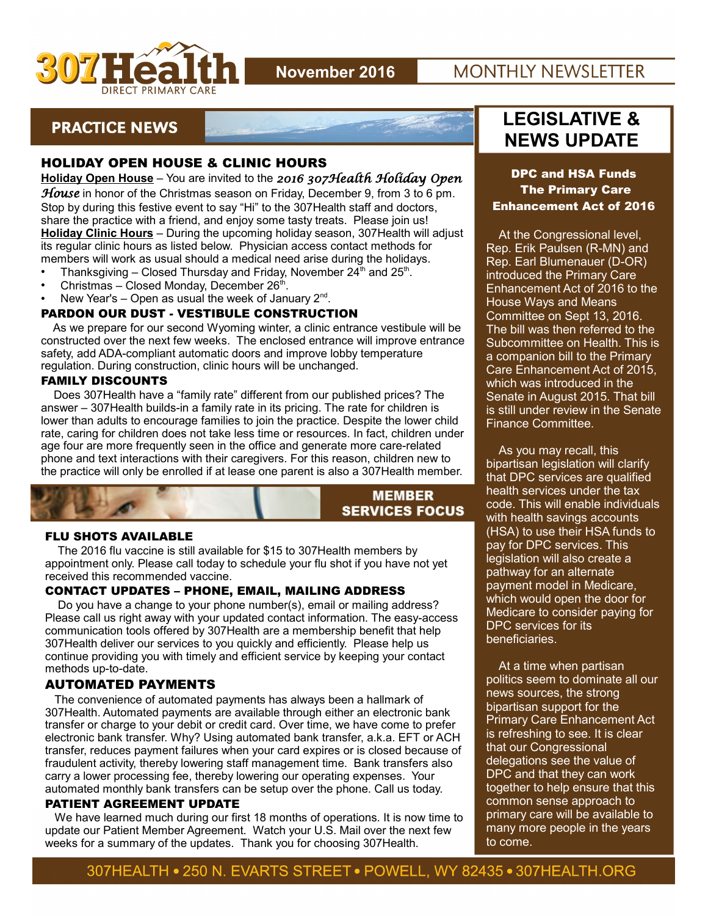# 307Health

DIRECT PRIMARY CARE

**November 2016** MONTHLY NEWSLETTER

## PRACTICE NEWS

### HOLIDAY OPEN HOUSE & CLINIC HOURS

**Holiday Open House** – You are invited to the *2016 307Health Holiday Open House* in honor of the Christmas season on Friday, December 9, from 3 to 6 pm. Stop by during this festive event to say "Hi" to the 307Health staff and doctors, share the practice with a friend, and enjoy some tasty treats. Please join us!

**Holiday Clinic Hours** – During the upcoming holiday season, 307Health will adjust its regular clinic hours as listed below. Physician access contact methods for members will work as usual should a medical need arise during the holidays.

- Thanksgiving – Closed Thursday and Friday, November 24th and 25th.
- Christmas – Closed Monday, December 26th.
- New Year's – Open as usual the week of January 2nd.

### PARDON OUR DUST - VESTIBULE CONSTRUCTION

As we prepare for our second Wyoming winter, a clinic entrance vestibule will be constructed over the next few weeks. The enclosed entrance will improve entrance safety, add ADA-compliant automatic doors and improve lobby temperature regulation. During construction, clinic hours will be unchanged.

### FAMILY DISCOUNTS

Does 307Health have a "family rate" different from our published prices? The answer – 307Health builds-in a family rate in its pricing. The rate for children is lower than adults to encourage families to join the practice. Despite the lower child rate, caring for children does not take less time or resources. In fact, children under age four are more frequently seen in the office and generate more care-related phone and text interactions with their caregivers. For this reason, children new to the practice will only be enrolled if at lease one parent is also a 307Health member.

## MEMBER SERVICES FOCUS

### FLU SHOTS AVAILABLE

The 2016 flu vaccine is still available for $15 to 307Health members by appointment only. Please call today to schedule your flu shot if you have not yet received this recommended vaccine.

### CONTACT UPDATES – PHONE, EMAIL, MAILING ADDRESS

Do you have a change to your phone number(s), email or mailing address? Please call us right away with your updated contact information. The easy-access communication tools offered by 307Health are a membership benefit that help 307Health deliver our services to you quickly and efficiently. Please help us continue providing you with timely and efficient service by keeping your contact methods up-to-date.

### AUTOMATED PAYMENTS

The convenience of automated payments has always been a hallmark of 307Health. Automated payments are available through either an electronic bank transfer or charge to your debit or credit card. Over time, we have come to prefer electronic bank transfer. Why? Using automated bank transfer, a.k.a. EFT or ACH transfer, reduces payment failures when your card expires or is closed because of fraudulent activity, thereby lowering staff management time. Bank transfers also carry a lower processing fee, thereby lowering our operating expenses. Your automated monthly bank transfers can be setup over the phone. Call us today.

### PATIENT AGREEMENT UPDATE

We have learned much during our first 18 months of operations. It is now time to update our Patient Member Agreement. Watch your U.S. Mail over the next few weeks for a summary of the updates. Thank you for choosing 307Health.

## LEGISLATIVE & NEWS UPDATE

**DPC and HSA Funds**
**The Primary Care Enhancement Act of 2016**

At the Congressional level, Rep. Erik Paulsen (R-MN) and Rep. Earl Blumenauer (D-OR) introduced the Primary Care Enhancement Act of 2016 to the House Ways and Means Committee on Sept 13, 2016. The bill was then referred to the Subcommittee on Health. This is a companion bill to the Primary Care Enhancement Act of 2015, which was introduced in the Senate in August 2015. That bill is still under review in the Senate Finance Committee.

As you may recall, this bipartisan legislation will clarify that DPC services are qualified health services under the tax code. This will enable individuals with health savings accounts (HSA) to use their HSA funds to pay for DPC services. This legislation will also create a pathway for an alternate payment model in Medicare, which would open the door for Medicare to consider paying for DPC services for its beneficiaries.

At a time when partisan politics seem to dominate all our news sources, the strong bipartisan support for the Primary Care Enhancement Act is refreshing to see. It is clear that our Congressional delegations see the value of DPC and that they can work together to help ensure that this common sense approach to primary care will be available to many more people in the years to come.

307HEALTH • 250 N. EVARTS STREET • POWELL, WY 82435 • 307HEALTH.ORG